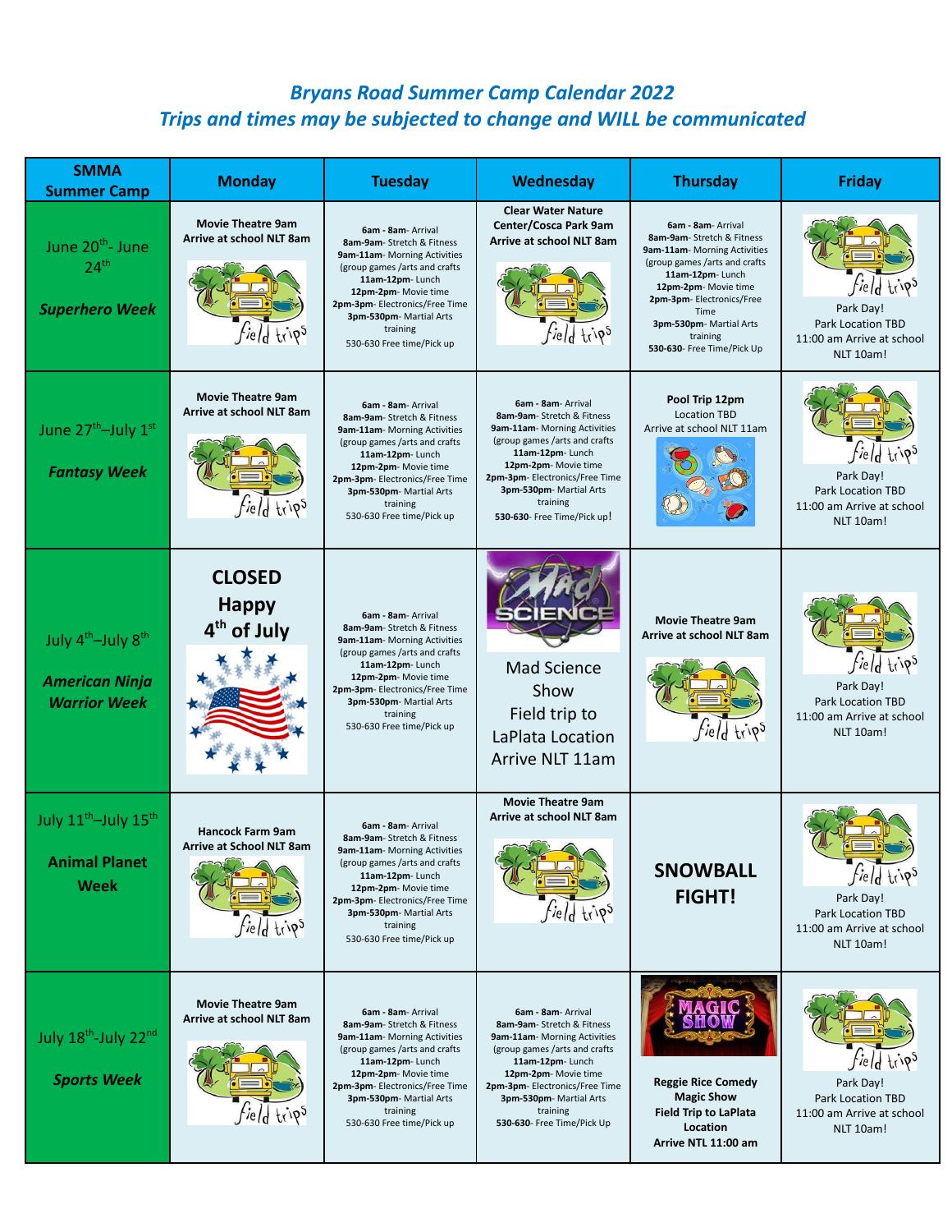# *Bryans Road Summer Camp Calendar 2022*

## *Trips and times may be subjected to change and WILL be communicated*

| SMMA Summer Camp | Monday | Tuesday | Wednesday | Thursday | Friday |
|---|---|---|---|---|---|
| June 20th- June 24th *Superhero Week* | **Movie Theatre 9am Arrive at school NLT 8am** Field trips | **6am - 8am**- Arrival **8am-9am**- Stretch & Fitness **9am-11am**- Morning Activities (group games /arts and crafts **11am-12pm**- Lunch **12pm-2pm**- Movie time **2pm-3pm**- Electronics/Free Time **3pm-530pm**- Martial Arts training 530-630 Free time/Pick up | **Clear Water Nature Center/Cosca Park 9am Arrive at school NLT 8am** Field trips | **6am - 8am**- Arrival **8am-9am**- Stretch & Fitness **9am-11am**- Morning Activities (group games /arts and crafts **11am-12pm**- Lunch **12pm-2pm**- Movie time **2pm-3pm**- Electronics/Free Time **3pm-530pm**- Martial Arts training **530-630**- Free Time/Pick Up | Field trips Park Day! Park Location TBD 11:00 am Arrive at school NLT 10am! |
| June 27th–July 1st *Fantasy Week* | **Movie Theatre 9am Arrive at school NLT 8am** Field trips | **6am - 8am**- Arrival **8am-9am**- Stretch & Fitness **9am-11am**- Morning Activities (group games /arts and crafts **11am-12pm**- Lunch **12pm-2pm**- Movie time **2pm-3pm**- Electronics/Free Time **3pm-530pm**- Martial Arts training 530-630 Free time/Pick up | **6am - 8am**- Arrival **8am-9am**- Stretch & Fitness **9am-11am**- Morning Activities (group games /arts and crafts **11am-12pm**- Lunch **12pm-2pm**- Movie time **2pm-3pm**- Electronics/Free Time **3pm-530pm**- Martial Arts training **530-630**- Free Time/Pick up! | **Pool Trip 12pm** Location TBD Arrive at school NLT 11am | Field trips Park Day! Park Location TBD 11:00 am Arrive at school NLT 10am! |
| July 4th–July 8th *American Ninja Warrior Week* | **CLOSED Happy 4th of July** | **6am - 8am**- Arrival **8am-9am**- Stretch & Fitness **9am-11am**- Morning Activities (group games /arts and crafts **11am-12pm**- Lunch **12pm-2pm**- Movie time **2pm-3pm**- Electronics/Free Time **3pm-530pm**- Martial Arts training 530-630 Free time/Pick up | Mad Science Mad Science Show Field trip to LaPlata Location Arrive NLT 11am | **Movie Theatre 9am Arrive at school NLT 8am** Field trips | Field trips Park Day! Park Location TBD 11:00 am Arrive at school NLT 10am! |
| July 11th–July 15th **Animal Planet Week** | **Hancock Farm 9am Arrive at School NLT 8am** Field trips | **6am - 8am**- Arrival **8am-9am**- Stretch & Fitness **9am-11am**- Morning Activities (group games /arts and crafts **11am-12pm**- Lunch **12pm-2pm**- Movie time **2pm-3pm**- Electronics/Free Time **3pm-530pm**- Martial Arts training 530-630 Free time/Pick up | **Movie Theatre 9am Arrive at school NLT 8am** Field trips | **SNOWBALL FIGHT!** | Field trips Park Day! Park Location TBD 11:00 am Arrive at school NLT 10am! |
| July 18th-July 22nd *Sports Week* | **Movie Theatre 9am Arrive at school NLT 8am** Field trips | **6am - 8am**- Arrival **8am-9am**- Stretch & Fitness **9am-11am**- Morning Activities (group games /arts and crafts **11am-12pm**- Lunch **12pm-2pm**- Movie time **2pm-3pm**- Electronics/Free Time **3pm-530pm**- Martial Arts training 530-630 Free time/Pick up | **6am - 8am**- Arrival **8am-9am**- Stretch & Fitness **9am-11am**- Morning Activities (group games /arts and crafts **11am-12pm**- Lunch **12pm-2pm**- Movie time **2pm-3pm**- Electronics/Free Time **3pm-530pm**- Martial Arts training **530-630**- Free Time/Pick Up | MAGIC SHOW **Reggie Rice Comedy Magic Show Field Trip to LaPlata Location Arrive NTL 11:00 am** | Field trips Park Day! Park Location TBD 11:00 am Arrive at school NLT 10am! |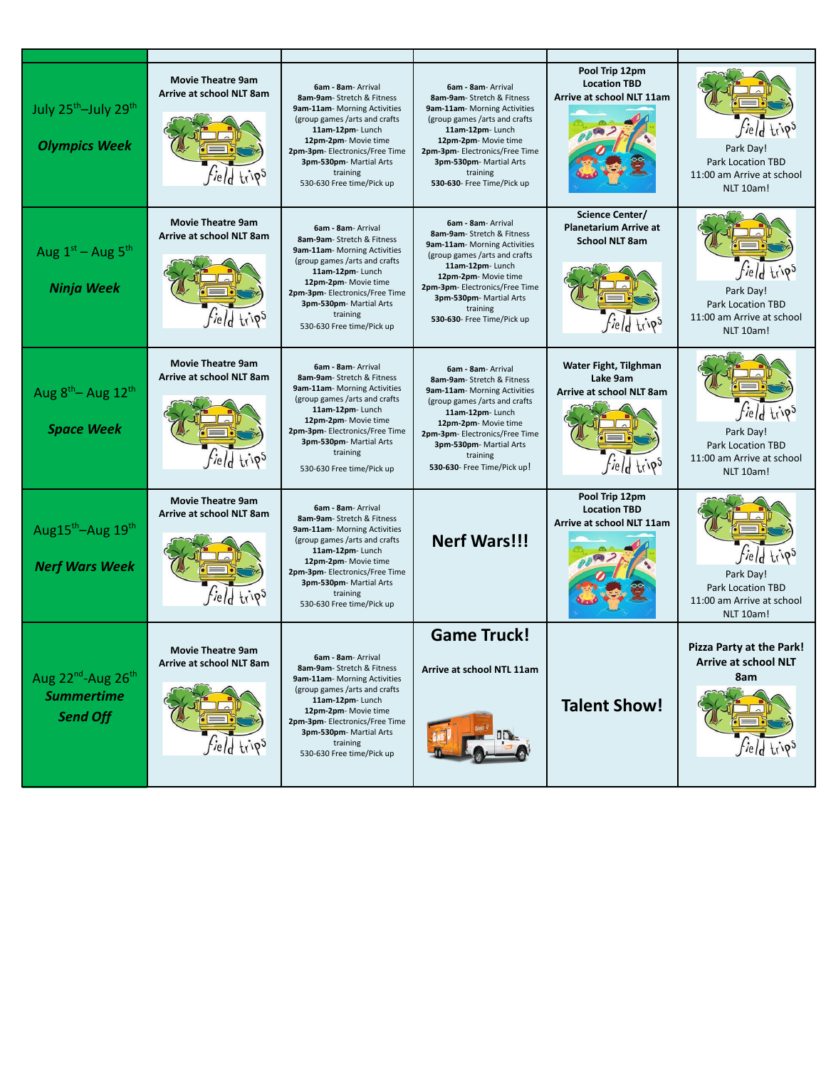| | | | | | |
|---|---|---|---|---|---|
| July 25th–July 29th ***Olympics Week*** | **Movie Theatre 9am Arrive at school NLT 8am** field trips | **6am - 8am**- Arrival **8am-9am**- Stretch & Fitness **9am-11am**- Morning Activities (group games /arts and crafts **11am-12pm**- Lunch **12pm-2pm**- Movie time **2pm-3pm**- Electronics/Free Time **3pm-530pm**- Martial Arts training 530-630 Free time/Pick up | **6am - 8am**- Arrival **8am-9am**- Stretch & Fitness **9am-11am**- Morning Activities (group games /arts and crafts **11am-12pm**- Lunch **12pm-2pm**- Movie time **2pm-3pm**- Electronics/Free Time **3pm-530pm**- Martial Arts training **530-630**- Free Time/Pick up | **Pool Trip 12pm Location TBD Arrive at school NLT 11am** | field trips Park Day! Park Location TBD 11:00 am Arrive at school NLT 10am! |
| Aug 1st – Aug 5th ***Ninja Week*** | **Movie Theatre 9am Arrive at school NLT 8am** field trips | **6am - 8am**- Arrival **8am-9am**- Stretch & Fitness **9am-11am**- Morning Activities (group games /arts and crafts **11am-12pm**- Lunch **12pm-2pm**- Movie time **2pm-3pm**- Electronics/Free Time **3pm-530pm**- Martial Arts training 530-630 Free time/Pick up | **6am - 8am**- Arrival **8am-9am**- Stretch & Fitness **9am-11am**- Morning Activities (group games /arts and crafts **11am-12pm**- Lunch **12pm-2pm**- Movie time **2pm-3pm**- Electronics/Free Time **3pm-530pm**- Martial Arts training **530-630**- Free Time/Pick up | **Science Center/ Planetarium Arrive at School NLT 8am** field trips | field trips Park Day! Park Location TBD 11:00 am Arrive at school NLT 10am! |
| Aug 8th– Aug 12th ***Space Week*** | **Movie Theatre 9am Arrive at school NLT 8am** field trips | **6am - 8am**- Arrival **8am-9am**- Stretch & Fitness **9am-11am**- Morning Activities (group games /arts and crafts **11am-12pm**- Lunch **12pm-2pm**- Movie time **2pm-3pm**- Electronics/Free Time **3pm-530pm**- Martial Arts training 530-630 Free time/Pick up | **6am - 8am**- Arrival **8am-9am**- Stretch & Fitness **9am-11am**- Morning Activities (group games /arts and crafts **11am-12pm**- Lunch **12pm-2pm**- Movie time **2pm-3pm**- Electronics/Free Time **3pm-530pm**- Martial Arts training **530-630**- Free Time/Pick up! | **Water Fight, Tilghman Lake 9am Arrive at school NLT 8am** field trips | field trips Park Day! Park Location TBD 11:00 am Arrive at school NLT 10am! |
| Aug15th–Aug 19th ***Nerf Wars Week*** | **Movie Theatre 9am Arrive at school NLT 8am** field trips | **6am - 8am**- Arrival **8am-9am**- Stretch & Fitness **9am-11am**- Morning Activities (group games /arts and crafts **11am-12pm**- Lunch **12pm-2pm**- Movie time **2pm-3pm**- Electronics/Free Time **3pm-530pm**- Martial Arts training 530-630 Free time/Pick up | **Nerf Wars!!!** | **Pool Trip 12pm Location TBD Arrive at school NLT 11am** | field trips Park Day! Park Location TBD 11:00 am Arrive at school NLT 10am! |
| Aug 22nd-Aug 26th ***Summertime Send Off*** | **Movie Theatre 9am Arrive at school NLT 8am** field trips | **6am - 8am**- Arrival **8am-9am**- Stretch & Fitness **9am-11am**- Morning Activities (group games /arts and crafts **11am-12pm**- Lunch **12pm-2pm**- Movie time **2pm-3pm**- Electronics/Free Time **3pm-530pm**- Martial Arts training 530-630 Free time/Pick up | **Game Truck!** **Arrive at school NTL 11am** | **Talent Show!** | **Pizza Party at the Park! Arrive at school NLT 8am** field trips |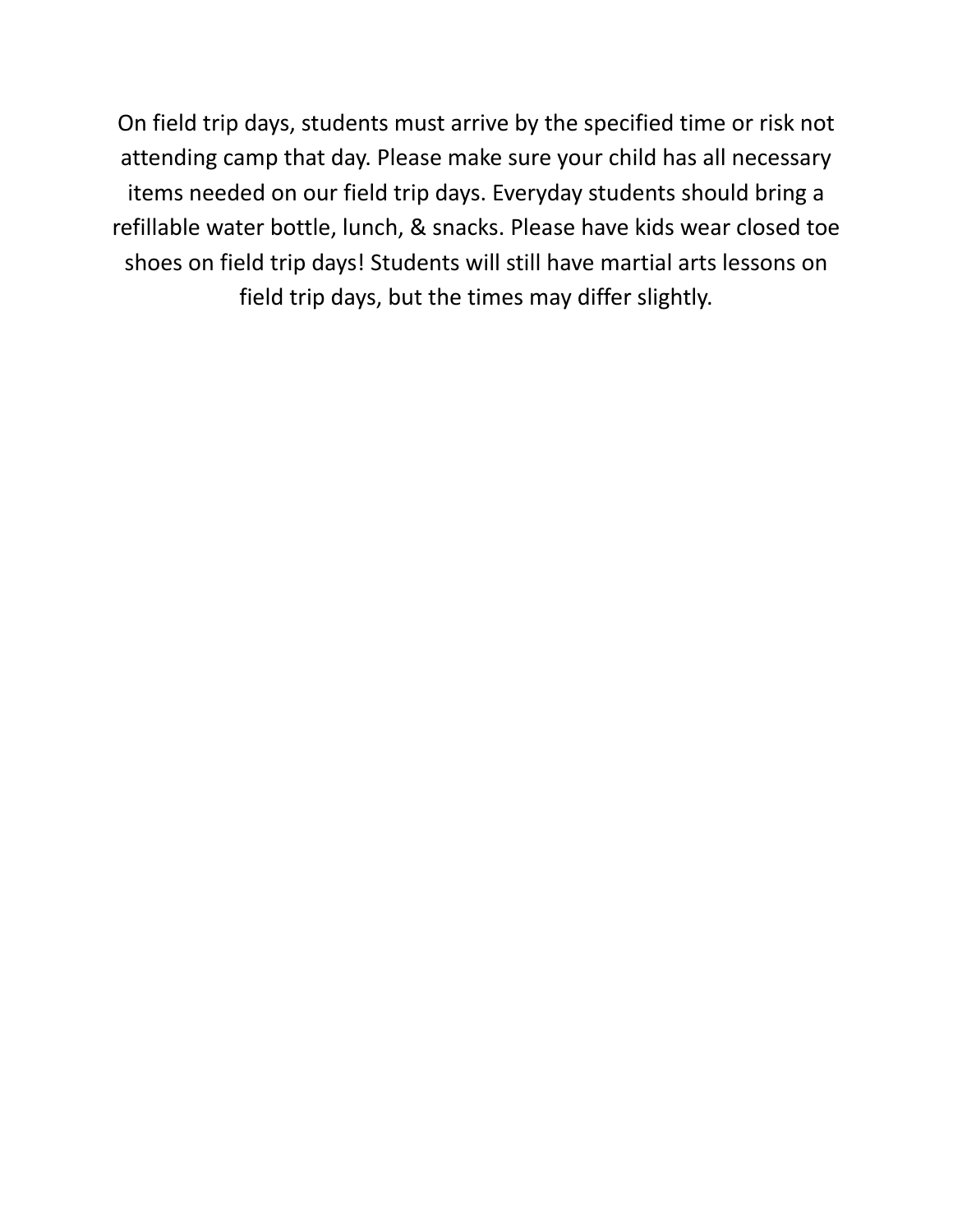On field trip days, students must arrive by the specified time or risk not attending camp that day. Please make sure your child has all necessary items needed on our field trip days. Everyday students should bring a refillable water bottle, lunch, & snacks. Please have kids wear closed toe shoes on field trip days! Students will still have martial arts lessons on field trip days, but the times may differ slightly.